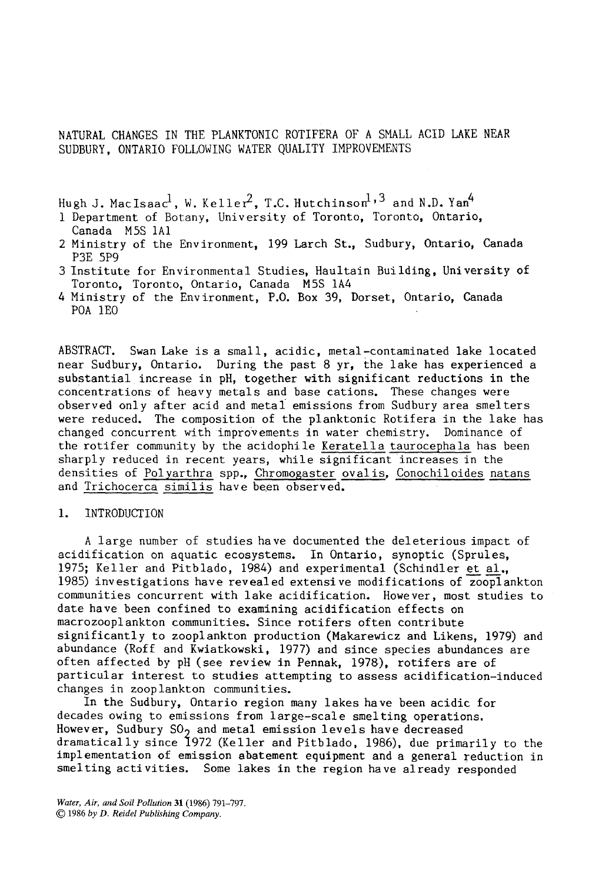# NATURAL CHANGES IN THE PLANKTONIC ROTIFERA OF A SMALL ACID LAKE NEAR SUDBURY, ONTARIO FOLLOWING WATER QUALITY IMPROVEMENTS

Hugh J. MacIsaac[1], W. Keller[2], T.C. Hutchinson[1,3] and N.D. Yan[4]

1 Department of Botany, University of Toronto, Toronto, Ontario, Canada M5S 1A1

2 Ministry of the Environment, 199 Larch St., Sudbury, Ontario, Canada P3E 5P9

3 Institute for Environmental Studies, Haultain Building, University of Toronto, Toronto, Ontario, Canada M5S 1A4

4 Ministry of the Environment, P.O. Box 39, Dorset, Ontario, Canada P0A 1E0

ABSTRACT. Swan Lake is a small, acidic, metal-contaminated lake located near Sudbury, Ontario. During the past 8 yr, the lake has experienced a substantial increase in pH, together with significant reductions in the concentrations of heavy metals and base cations. These changes were observed only after acid and metal emissions from Sudbury area smelters were reduced. The composition of the planktonic Rotifera in the lake has changed concurrent with improvements in water chemistry. Dominance of the rotifer community by the acidophile *Keratella taurocephala* has been sharply reduced in recent years, while significant increases in the densities of *Polyarthra* spp., *Chromogaster ovalis*, *Conochiloides natans* and *Trichocerca similis* have been observed.

## 1. INTRODUCTION

A large number of studies have documented the deleterious impact of acidification on aquatic ecosystems. In Ontario, synoptic (Sprules, 1975; Keller and Pitblado, 1984) and experimental (Schindler *et al.*, 1985) investigations have revealed extensive modifications of zooplankton communities concurrent with lake acidification. However, most studies to date have been confined to examining acidification effects on macrozooplankton communities. Since rotifers often contribute significantly to zooplankton production (Makarewicz and Likens, 1979) and abundance (Roff and Kwiatkowski, 1977) and since species abundances are often affected by pH (see review in Pennak, 1978), rotifers are of particular interest to studies attempting to assess acidification-induced changes in zooplankton communities.

In the Sudbury, Ontario region many lakes have been acidic for decades owing to emissions from large-scale smelting operations. However, Sudbury $SO_2$ and metal emission levels have decreased dramatically since 1972 (Keller and Pitblado, 1986), due primarily to the implementation of emission abatement equipment and a general reduction in smelting activities. Some lakes in the region have already responded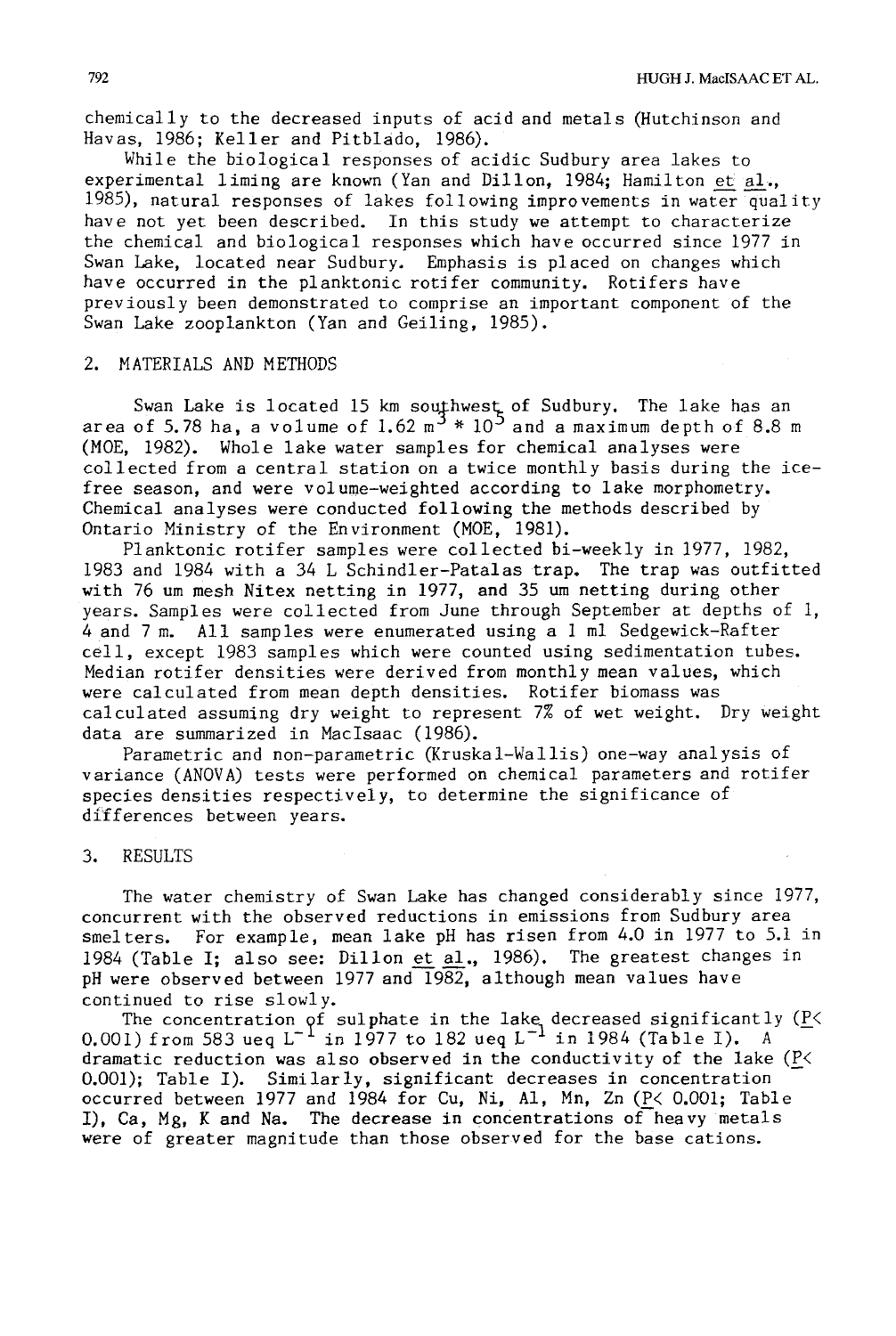chemically to the decreased inputs of acid and metals (Hutchinson and Havas, 1986; Keller and Pitblado, 1986).

While the biological responses of acidic Sudbury area lakes to experimental liming are known (Yan and Dillon, 1984; Hamilton et al., 1985), natural responses of lakes following improvements in water quality have not yet been described. In this study we attempt to characterize the chemical and biological responses which have occurred since 1977 in Swan Lake, located near Sudbury. Emphasis is placed on changes which have occurred in the planktonic rotifer community. Rotifers have previously been demonstrated to comprise an important component of the Swan Lake zooplankton (Yan and Geiling, 1985).

## 2. MATERIALS AND METHODS

Swan Lake is located 15 km southwest of Sudbury. The lake has an area of 5.78 ha, a volume of 1.62 $m^3 * 10^5$ and a maximum depth of 8.8 m (MOE, 1982). Whole lake water samples for chemical analyses were collected from a central station on a twice monthly basis during the ice-free season, and were volume-weighted according to lake morphometry. Chemical analyses were conducted following the methods described by Ontario Ministry of the Environment (MOE, 1981).

Planktonic rotifer samples were collected bi-weekly in 1977, 1982, 1983 and 1984 with a 34 L Schindler-Patalas trap. The trap was outfitted with 76 um mesh Nitex netting in 1977, and 35 um netting during other years. Samples were collected from June through September at depths of 1, 4 and 7 m. All samples were enumerated using a 1 ml Sedgewick-Rafter cell, except 1983 samples which were counted using sedimentation tubes. Median rotifer densities were derived from monthly mean values, which were calculated from mean depth densities. Rotifer biomass was calculated assuming dry weight to represent 7% of wet weight. Dry weight data are summarized in MacIsaac (1986).

Parametric and non-parametric (Kruskal-Wallis) one-way analysis of variance (ANOVA) tests were performed on chemical parameters and rotifer species densities respectively, to determine the significance of differences between years.

## 3. RESULTS

The water chemistry of Swan Lake has changed considerably since 1977, concurrent with the observed reductions in emissions from Sudbury area smelters. For example, mean lake pH has risen from 4.0 in 1977 to 5.1 in 1984 (Table I; also see: Dillon et al., 1986). The greatest changes in pH were observed between 1977 and 1982, although mean values have continued to rise slowly.

The concentration of sulphate in the lake decreased significantly ($P < 0.001$) from 583 ueq $L^{-1}$ in 1977 to 182 ueq $L^{-1}$ in 1984 (Table I). A dramatic reduction was also observed in the conductivity of the lake ($P < 0.001$); Table I). Similarly, significant decreases in concentration occurred between 1977 and 1984 for Cu, Ni, Al, Mn, Zn ($P < 0.001$; Table I), Ca, Mg, K and Na. The decrease in concentrations of heavy metals were of greater magnitude than those observed for the base cations.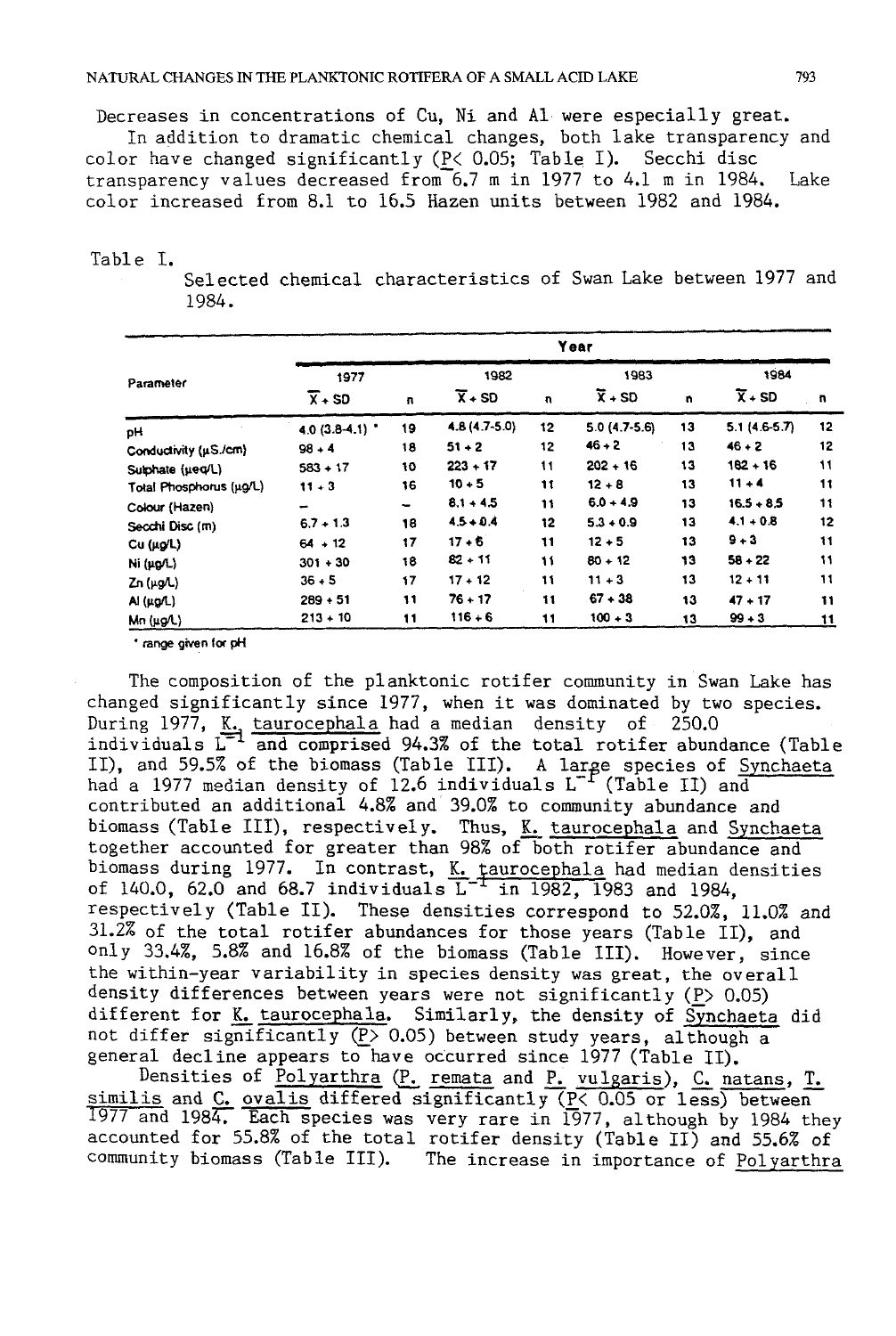Decreases in concentrations of Cu, Ni and Al were especially great.

In addition to dramatic chemical changes, both lake transparency and color have changed significantly ($P < 0.05$; Table I). Secchi disc transparency values decreased from 6.7 m in 1977 to 4.1 m in 1984. Lake color increased from 8.1 to 16.5 Hazen units between 1982 and 1984.

Table I.

Selected chemical characteristics of Swan Lake between 1977 and 1984.

| Parameter | 1977 $\bar{X}$ + SD | n | 1982 $\bar{X}$ + SD | n | 1983 $\bar{X}$ + SD | n | 1984 $\bar{X}$ + SD | n |
|---|---|---|---|---|---|---|---|---|
| pH | 4.0 (3.8-4.1) * | 19 | 4.8 (4.7-5.0) | 12 | 5.0 (4.7-5.6) | 13 | 5.1 (4.6-5.7) | 12 |
| Conductivity (µS./cm) | 98 + 4 | 18 | 51 + 2 | 12 | 46 + 2 | 13 | 46 + 2 | 12 |
| Sulphate (µeq/L) | 583 + 17 | 10 | 223 + 17 | 11 | 202 + 16 | 13 | 182 + 16 | 11 |
| Total Phosphorus (µg/L) | 11 + 3 | 16 | 10 + 5 | 11 | 12 + 8 | 13 | 11 + 4 | 11 |
| Colour (Hazen) | – | – | 8.1 + 4.5 | 11 | 6.0 + 4.9 | 13 | 16.5 + 8.5 | 11 |
| Secchi Disc (m) | 6.7 + 1.3 | 18 | 4.5 + 0.4 | 12 | 5.3 + 0.9 | 13 | 4.1 + 0.8 | 12 |
| Cu (µg/L) | 64 + 12 | 17 | 17 + 6 | 11 | 12 + 5 | 13 | 9 + 3 | 11 |
| Ni (µg/L) | 301 + 30 | 18 | 82 + 11 | 11 | 80 + 12 | 13 | 58 + 22 | 11 |
| Zn (µg/L) | 36 + 5 | 17 | 17 + 12 | 11 | 11 + 3 | 13 | 12 + 11 | 11 |
| Al (µg/L) | 289 + 51 | 11 | 76 + 17 | 11 | 67 + 38 | 13 | 47 + 17 | 11 |
| Mn (µg/L) | 213 + 10 | 11 | 116 + 6 | 11 | 100 + 3 | 13 | 99 + 3 | 11 |

\* range given for pH

The composition of the planktonic rotifer community in Swan Lake has changed significantly since 1977, when it was dominated by two species. During 1977, K. taurocephala had a median density of 250.0 individuals $L^{-1}$ and comprised 94.3% of the total rotifer abundance (Table II), and 59.5% of the biomass (Table III). A large species of Synchaeta had a 1977 median density of 12.6 individuals $L^{-1}$ (Table II) and contributed an additional 4.8% and 39.0% to community abundance and biomass (Table III), respectively. Thus, K. taurocephala and Synchaeta together accounted for greater than 98% of both rotifer abundance and biomass during 1977. In contrast, K. taurocephala had median densities of 140.0, 62.0 and 68.7 individuals $L^{-1}$ in 1982, 1983 and 1984, respectively (Table II). These densities correspond to 52.0%, 11.0% and 31.2% of the total rotifer abundances for those years (Table II), and only 33.4%, 5.8% and 16.8% of the biomass (Table III). However, since the within-year variability in species density was great, the overall density differences between years were not significantly ($P > 0.05$) different for K. taurocephala. Similarly, the density of Synchaeta did not differ significantly ($P > 0.05$) between study years, although a general decline appears to have occurred since 1977 (Table II).

Densities of Polyarthra (P. remata and P. vulgaris), C. natans, T. similis and C. ovalis differed significantly ($P < 0.05$ or less) between 1977 and 1984. Each species was very rare in 1977, although by 1984 they accounted for 55.8% of the total rotifer density (Table II) and 55.6% of community biomass (Table III). The increase in importance of Polyarthra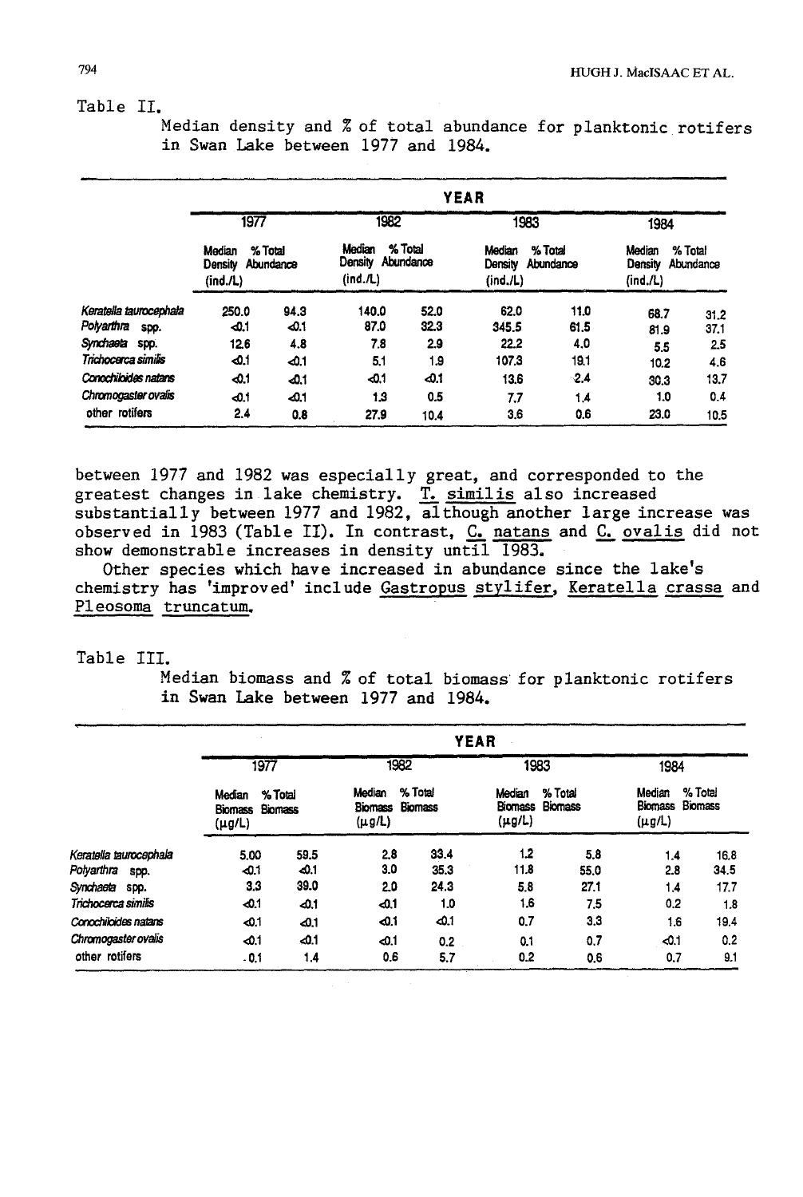Table II.
Median density and % of total abundance for planktonic rotifers in Swan Lake between 1977 and 1984.

| | YEAR | | | | | | | |
|---|---|---|---|---|---|---|---|---|
| | 1977 | | 1982 | | 1983 | | 1984 | |
| | Median Density (ind./L) | % Total Abundance | Median Density (ind./L) | % Total Abundance | Median Density (ind./L) | % Total Abundance | Median Density (ind./L) | % Total Abundance |
| *Keratella taurocephala* | 250.0 | 94.3 | 140.0 | 52.0 | 62.0 | 11.0 | 68.7 | 31.2 |
| *Polyarthra* spp. | <0.1 | <0.1 | 87.0 | 32.3 | 345.5 | 61.5 | 81.9 | 37.1 |
| *Synchaeta* spp. | 12.6 | 4.8 | 7.8 | 2.9 | 22.2 | 4.0 | 5.5 | 2.5 |
| *Trichocerca similis* | <0.1 | <0.1 | 5.1 | 1.9 | 107.3 | 19.1 | 10.2 | 4.6 |
| *Conochiloides natans* | <0.1 | <0.1 | <0.1 | <0.1 | 13.6 | 2.4 | 30.3 | 13.7 |
| *Chromogaster ovalis* | <0.1 | <0.1 | 1.3 | 0.5 | 7.7 | 1.4 | 1.0 | 0.4 |
| other rotifers | 2.4 | 0.8 | 27.9 | 10.4 | 3.6 | 0.6 | 23.0 | 10.5 |

between 1977 and 1982 was especially great, and corresponded to the greatest changes in lake chemistry. T. similis also increased substantially between 1977 and 1982, although another large increase was observed in 1983 (Table II). In contrast, C. natans and C. ovalis did not show demonstrable increases in density until 1983.

Other species which have increased in abundance since the lake's chemistry has 'improved' include Gastropus stylifer, Keratella crassa and Pleosoma truncatum.

Table III.
Median biomass and % of total biomass for planktonic rotifers in Swan Lake between 1977 and 1984.

| | YEAR | | | | | | | |
|---|---|---|---|---|---|---|---|---|
| | 1977 | | 1982 | | 1983 | | 1984 | |
| | Median Biomass (µg/L) | % Total Biomass | Median Biomass (µg/L) | % Total Biomass | Median Biomass (µg/L) | % Total Biomass | Median Biomass (µg/L) | % Total Biomass |
| *Keratella taurocephala* | 5.00 | 59.5 | 2.8 | 33.4 | 1.2 | 5.8 | 1.4 | 16.8 |
| *Polyarthra* spp. | <0.1 | <0.1 | 3.0 | 35.3 | 11.8 | 55.0 | 2.8 | 34.5 |
| *Synchaeta* spp. | 3.3 | 39.0 | 2.0 | 24.3 | 5.8 | 27.1 | 1.4 | 17.7 |
| *Trichocerca similis* | <0.1 | <0.1 | <0.1 | 1.0 | 1.6 | 7.5 | 0.2 | 1.8 |
| *Conochiloides natans* | <0.1 | <0.1 | <0.1 | <0.1 | 0.7 | 3.3 | 1.6 | 19.4 |
| *Chromogaster ovalis* | <0.1 | <0.1 | <0.1 | 0.2 | 0.1 | 0.7 | <0.1 | 0.2 |
| other rotifers | .0.1 | 1.4 | 0.6 | 5.7 | 0.2 | 0.6 | 0.7 | 9.1 |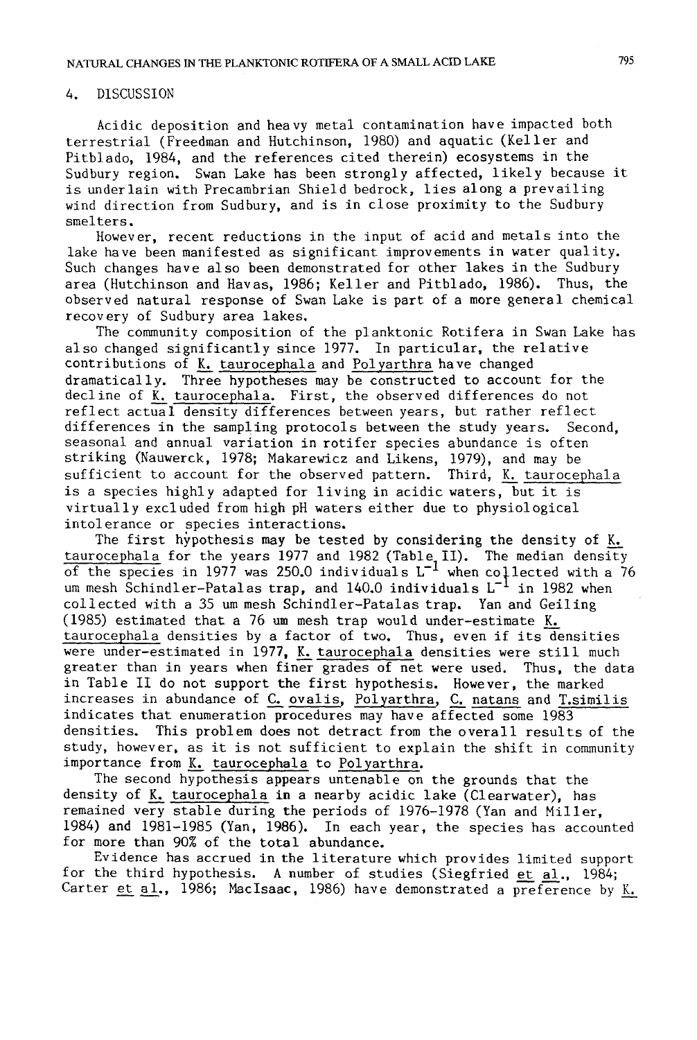## 4. DISCUSSION

Acidic deposition and heavy metal contamination have impacted both terrestrial (Freedman and Hutchinson, 1980) and aquatic (Keller and Pitblado, 1984, and the references cited therein) ecosystems in the Sudbury region. Swan Lake has been strongly affected, likely because it is underlain with Precambrian Shield bedrock, lies along a prevailing wind direction from Sudbury, and is in close proximity to the Sudbury smelters.

However, recent reductions in the input of acid and metals into the lake have been manifested as significant improvements in water quality. Such changes have also been demonstrated for other lakes in the Sudbury area (Hutchinson and Havas, 1986; Keller and Pitblado, 1986). Thus, the observed natural response of Swan Lake is part of a more general chemical recovery of Sudbury area lakes.

The community composition of the planktonic Rotifera in Swan Lake has also changed significantly since 1977. In particular, the relative contributions of *K. taurocephala* and *Polyarthra* have changed dramatically. Three hypotheses may be constructed to account for the decline of *K. taurocephala*. First, the observed differences do not reflect actual density differences between years, but rather reflect differences in the sampling protocols between the study years. Second, seasonal and annual variation in rotifer species abundance is often striking (Nauwerck, 1978; Makarewicz and Likens, 1979), and may be sufficient to account for the observed pattern. Third, *K. taurocephala* is a species highly adapted for living in acidic waters, but it is virtually excluded from high pH waters either due to physiological intolerance or species interactions.

The first hypothesis may be tested by considering the density of *K. taurocephala* for the years 1977 and 1982 (Table II). The median density of the species in 1977 was 250.0 individuals $L^{-1}$ when collected with a 76 um mesh Schindler-Patalas trap, and 140.0 individuals $L^{-1}$ in 1982 when collected with a 35 um mesh Schindler-Patalas trap. Yan and Geiling (1985) estimated that a 76 um mesh trap would under-estimate *K. taurocephala* densities by a factor of two. Thus, even if its densities were under-estimated in 1977, *K. taurocephala* densities were still much greater than in years when finer grades of net were used. Thus, the data in Table II do not support the first hypothesis. However, the marked increases in abundance of *C. ovalis*, *Polyarthra*, *C. natans* and *T. similis* indicates that enumeration procedures may have affected some 1983 densities. This problem does not detract from the overall results of the study, however, as it is not sufficient to explain the shift in community importance from *K. taurocephala* to *Polyarthra*.

The second hypothesis appears untenable on the grounds that the density of *K. taurocephala* in a nearby acidic lake (Clearwater), has remained very stable during the periods of 1976-1978 (Yan and Miller, 1984) and 1981-1985 (Yan, 1986). In each year, the species has accounted for more than 90% of the total abundance.

Evidence has accrued in the literature which provides limited support for the third hypothesis. A number of studies (Siegfried *et al.*, 1984; Carter *et al.*, 1986; MacIsaac, 1986) have demonstrated a preference by *K.*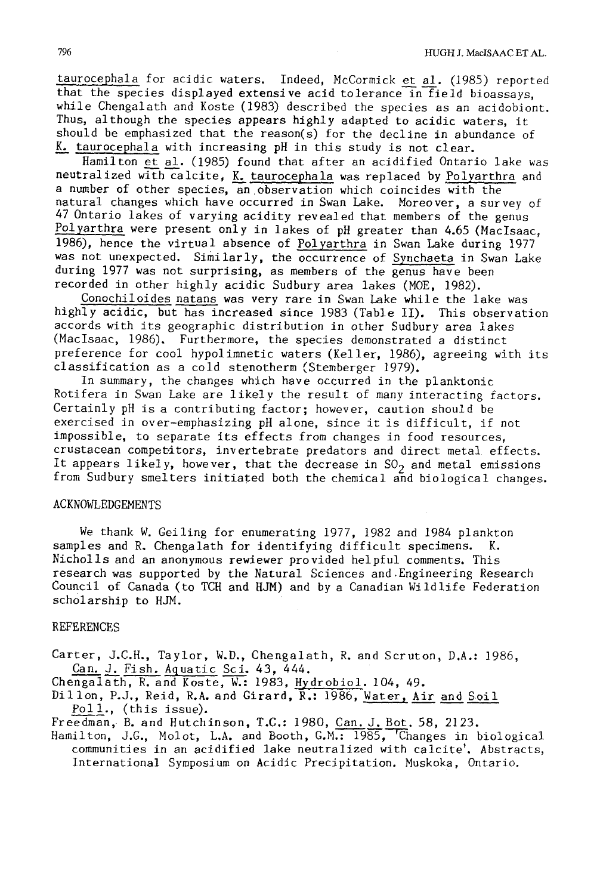*taurocephala* for acidic waters. Indeed, McCormick *et al*. (1985) reported that the species displayed extensive acid tolerance in field bioassays, while Chengalath and Koste (1983) described the species as an acidobiont. Thus, although the species appears highly adapted to acidic waters, it should be emphasized that the reason(s) for the decline in abundance of *K. taurocephala* with increasing pH in this study is not clear.

Hamilton *et al*. (1985) found that after an acidified Ontario lake was neutralized with calcite, *K. taurocephala* was replaced by *Polyarthra* and a number of other species, an observation which coincides with the natural changes which have occurred in Swan Lake. Moreover, a survey of 47 Ontario lakes of varying acidity revealed that members of the genus *Polyarthra* were present only in lakes of pH greater than 4.65 (MacIsaac, 1986), hence the virtual absence of *Polyarthra* in Swan Lake during 1977 was not unexpected. Similarly, the occurrence of *Synchaeta* in Swan Lake during 1977 was not surprising, as members of the genus have been recorded in other highly acidic Sudbury area lakes (MOE, 1982).

*Conochiloides natans* was very rare in Swan Lake while the lake was highly acidic, but has increased since 1983 (Table II). This observation accords with its geographic distribution in other Sudbury area lakes (MacIsaac, 1986). Furthermore, the species demonstrated a distinct preference for cool hypolimnetic waters (Keller, 1986), agreeing with its classification as a cold stenotherm (Stemberger 1979).

In summary, the changes which have occurred in the planktonic Rotifera in Swan Lake are likely the result of many interacting factors. Certainly pH is a contributing factor; however, caution should be exercised in over-emphasizing pH alone, since it is difficult, if not impossible, to separate its effects from changes in food resources, crustacean competitors, invertebrate predators and direct metal effects. It appears likely, however, that the decrease in $SO_2$ and metal emissions from Sudbury smelters initiated both the chemical and biological changes.

## ACKNOWLEDGEMENTS

We thank W. Geiling for enumerating 1977, 1982 and 1984 plankton samples and R. Chengalath for identifying difficult specimens. K. Nicholls and an anonymous rewiewer provided helpful comments. This research was supported by the Natural Sciences and Engineering Research Council of Canada (to TCH and HJM) and by a Canadian Wildlife Federation scholarship to HJM.

## REFERENCES

Carter, J.C.H., Taylor, W.D., Chengalath, R. and Scruton, D.A.: 1986, Can. J. Fish. Aquatic Sci. 43, 444.

Chengalath, R. and Koste, W.: 1983, Hydrobiol. 104, 49.

Dillon, P.J., Reid, R.A. and Girard, R.: 1986, Water, Air and Soil Poll., (this issue).

Freedman, B. and Hutchinson, T.C.: 1980, Can. J. Bot. 58, 2123.

Hamilton, J.G., Molot, L.A. and Booth, G.M.: 1985, 'Changes in biological communities in an acidified lake neutralized with calcite'. Abstracts, International Symposium on Acidic Precipitation. Muskoka, Ontario.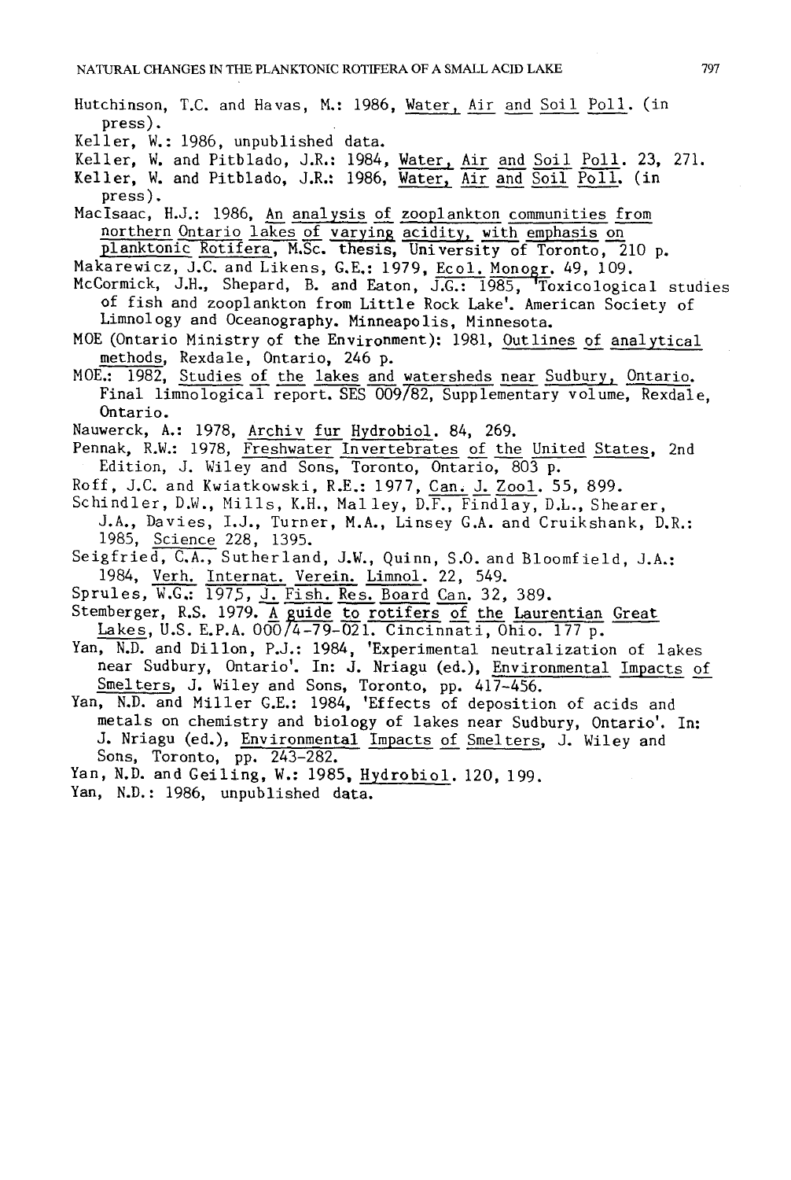Hutchinson, T.C. and Havas, M.: 1986, Water, Air and Soil Poll. (in press).

Keller, W.: 1986, unpublished data.

Keller, W. and Pitblado, J.R.: 1984, Water, Air and Soil Poll. 23, 271.

Keller, W. and Pitblado, J.R.: 1986, Water, Air and Soil Poll. (in press).

MacIsaac, H.J.: 1986, An analysis of zooplankton communities from northern Ontario lakes of varying acidity, with emphasis on planktonic Rotifera, M.Sc. thesis, University of Toronto, 210 p.

Makarewicz, J.C. and Likens, G.E.: 1979, Ecol. Monogr. 49, 109.

McCormick, J.H., Shepard, B. and Eaton, J.G.: 1985, 'Toxicological studies of fish and zooplankton from Little Rock Lake'. American Society of Limnology and Oceanography. Minneapolis, Minnesota.

MOE (Ontario Ministry of the Environment): 1981, Outlines of analytical methods, Rexdale, Ontario, 246 p.

MOE.: 1982, Studies of the lakes and watersheds near Sudbury, Ontario. Final limnological report. SES 009/82, Supplementary volume, Rexdale, Ontario.

Nauwerck, A.: 1978, Archiv fur Hydrobiol. 84, 269.

Pennak, R.W.: 1978, Freshwater Invertebrates of the United States, 2nd Edition, J. Wiley and Sons, Toronto, Ontario, 803 p.

Roff, J.C. and Kwiatkowski, R.E.: 1977, Can. J. Zool. 55, 899.

Schindler, D.W., Mills, K.H., Malley, D.F., Findlay, D.L., Shearer, J.A., Davies, I.J., Turner, M.A., Linsey G.A. and Cruikshank, D.R.: 1985, Science 228, 1395.

Seigfried, C.A., Sutherland, J.W., Quinn, S.O. and Bloomfield, J.A.: 1984, Verh. Internat. Verein. Limnol. 22, 549.

Sprules, W.G.: 1975, J. Fish. Res. Board Can. 32, 389.

Stemberger, R.S. 1979. A guide to rotifers of the Laurentian Great Lakes, U.S. E.P.A. 000/4-79-021. Cincinnati, Ohio. 177 p.

Yan, N.D. and Dillon, P.J.: 1984, 'Experimental neutralization of lakes near Sudbury, Ontario'. In: J. Nriagu (ed.), Environmental Impacts of Smelters, J. Wiley and Sons, Toronto, pp. 417-456.

Yan, N.D. and Miller G.E.: 1984, 'Effects of deposition of acids and metals on chemistry and biology of lakes near Sudbury, Ontario'. In: J. Nriagu (ed.), Environmental Impacts of Smelters, J. Wiley and Sons, Toronto, pp. 243-282.

Yan, N.D. and Geiling, W.: 1985, Hydrobiol. 120, 199.

Yan, N.D.: 1986, unpublished data.